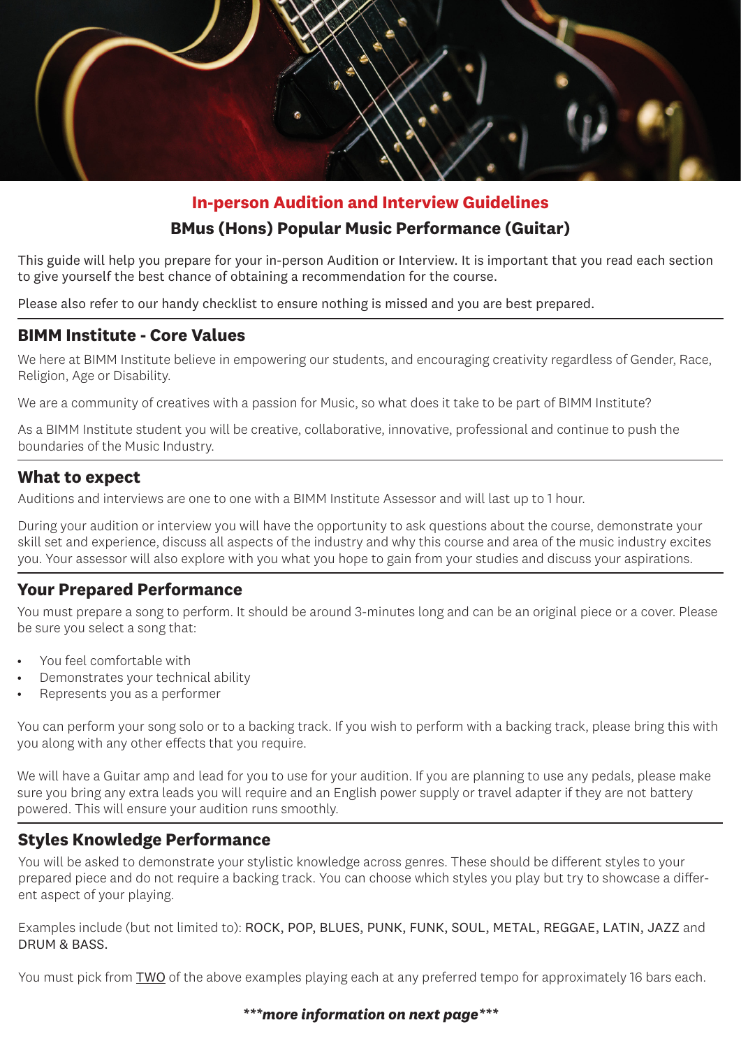## In-person Audition and Interview Guidelines

### BMus (Hons) Popular Music Performance (Guitar)

This guide will help you prepare for your in-person Audition or Interview. It is important that you read each section to give yourself the best chance of obtaining a recommendation for the course.

Please also refer to our handy checklist to ensure nothing is missed and you are best prepared.

## BIMM Institute - Core Values

We here at BIMM Institute believe in empowering our students, and encouraging creativity regardless of Gender, Race, Religion, Age or Disability.

We are a community of creatives with a passion for Music, so what does it take to be part of BIMM Institute?

As a BIMM Institute student you will be creative, collaborative, innovative, professional and continue to push the boundaries of the Music Industry.

## What to expect

Auditions and interviews are one to one with a BIMM Institute Assessor and will last up to 1 hour.

During your audition or interview you will have the opportunity to ask questions about the course, demonstrate your skill set and experience, discuss all aspects of the industry and why this course and area of the music industry excites you. Your assessor will also explore with you what you hope to gain from your studies and discuss your aspirations.

## Your Prepared Performance

You must prepare a song to perform. It should be around 3-minutes long and can be an original piece or a cover. Please be sure you select a song that:

- You feel comfortable with
- Demonstrates your technical ability
- Represents you as a performer

You can perform your song solo or to a backing track. If you wish to perform with a backing track, please bring this with you along with any other effects that you require.

We will have a Guitar amp and lead for you to use for your audition. If you are planning to use any pedals, please make sure you bring any extra leads you will require and an English power supply or travel adapter if they are not battery powered. This will ensure your audition runs smoothly.

## Styles Knowledge Performance

You will be asked to demonstrate your stylistic knowledge across genres. These should be different styles to your prepared piece and do not require a backing track. You can choose which styles you play but try to showcase a different aspect of your playing.

Examples include (but not limited to): ROCK, POP, BLUES, PUNK, FUNK, SOUL, METAL, REGGAE, LATIN, JAZZ and DRUM & BASS.

You must pick from TWO of the above examples playing each at any preferred tempo for approximately 16 bars each.

***more information on next page***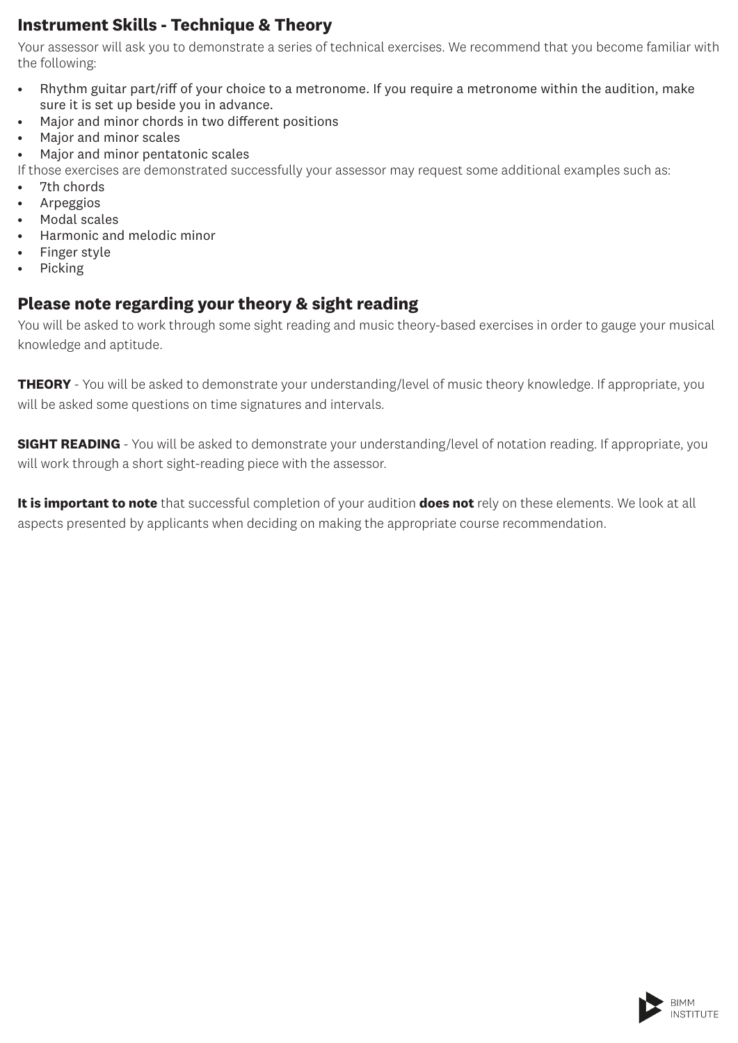## Instrument Skills - Technique & Theory

Your assessor will ask you to demonstrate a series of technical exercises. We recommend that you become familiar with the following:

- Rhythm guitar part/riff of your choice to a metronome. If you require a metronome within the audition, make sure it is set up beside you in advance.
- Major and minor chords in two different positions
- Major and minor scales
- Major and minor pentatonic scales

If those exercises are demonstrated successfully your assessor may request some additional examples such as:

- 7th chords
- Arpeggios
- Modal scales
- Harmonic and melodic minor
- Finger style
- Picking

## Please note regarding your theory & sight reading

You will be asked to work through some sight reading and music theory-based exercises in order to gauge your musical knowledge and aptitude.

**THEORY** - You will be asked to demonstrate your understanding/level of music theory knowledge. If appropriate, you will be asked some questions on time signatures and intervals.

**SIGHT READING** - You will be asked to demonstrate your understanding/level of notation reading. If appropriate, you will work through a short sight-reading piece with the assessor.

**It is important to note** that successful completion of your audition **does not** rely on these elements. We look at all aspects presented by applicants when deciding on making the appropriate course recommendation.